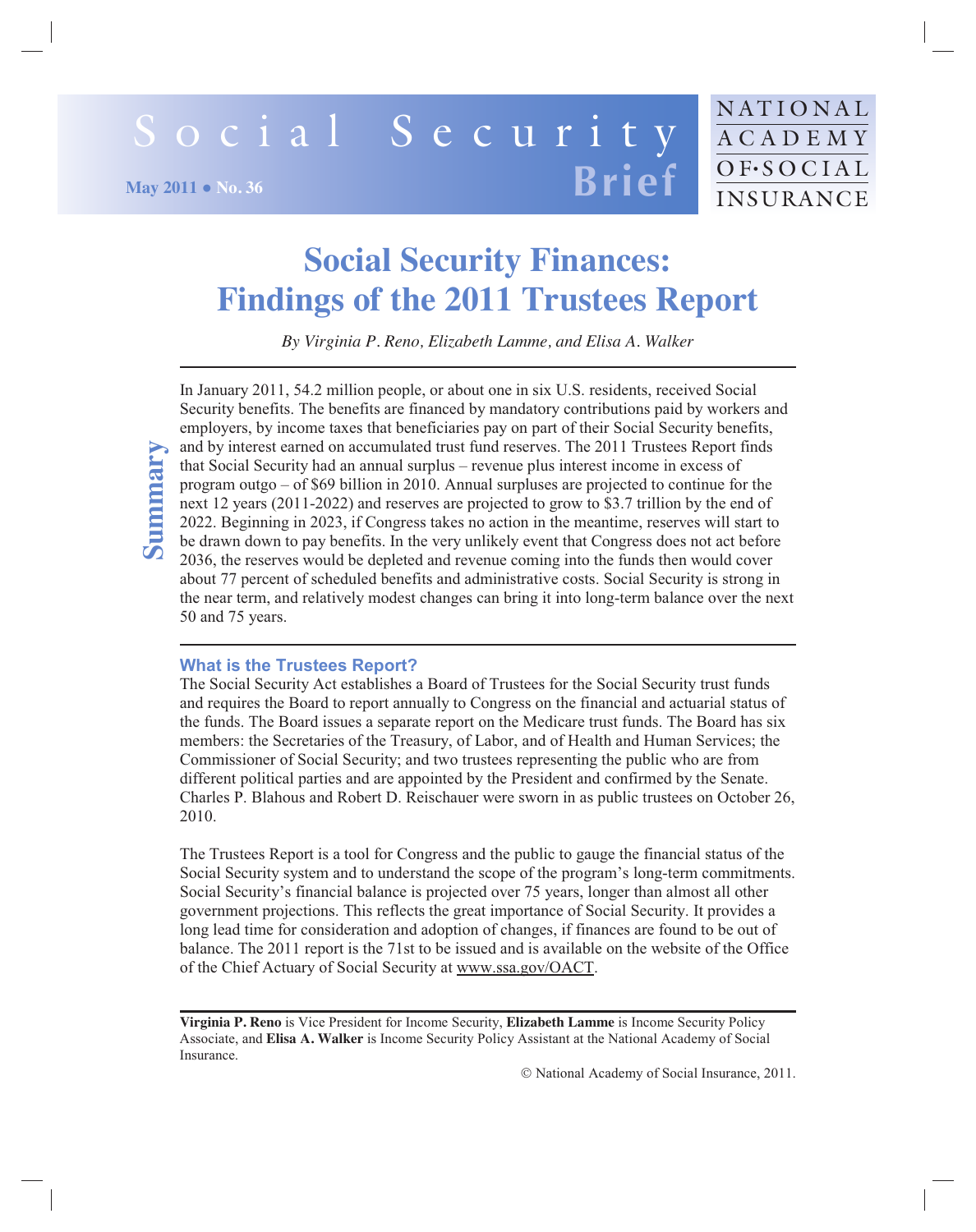Social Security Brief

May 2011 • No. 36

NATIONAL ACADEMY OF·SOCIAL INSURANCE

# Social Security Finances: Findings of the 2011 Trustees Report

*By Virginia P. Reno, Elizabeth Lamme, and Elisa A. Walker*

---

**Summary**

In January 2011, 54.2 million people, or about one in six U.S. residents, received Social Security benefits. The benefits are financed by mandatory contributions paid by workers and employers, by income taxes that beneficiaries pay on part of their Social Security benefits, and by interest earned on accumulated trust fund reserves. The 2011 Trustees Report finds that Social Security had an annual surplus – revenue plus interest income in excess of program outgo – of $69 billion in 2010. Annual surpluses are projected to continue for the next 12 years (2011-2022) and reserves are projected to grow to $3.7 trillion by the end of 2022. Beginning in 2023, if Congress takes no action in the meantime, reserves will start to be drawn down to pay benefits. In the very unlikely event that Congress does not act before 2036, the reserves would be depleted and revenue coming into the funds then would cover about 77 percent of scheduled benefits and administrative costs. Social Security is strong in the near term, and relatively modest changes can bring it into long-term balance over the next 50 and 75 years.

---

## What is the Trustees Report?

The Social Security Act establishes a Board of Trustees for the Social Security trust funds and requires the Board to report annually to Congress on the financial and actuarial status of the funds. The Board issues a separate report on the Medicare trust funds. The Board has six members: the Secretaries of the Treasury, of Labor, and of Health and Human Services; the Commissioner of Social Security; and two trustees representing the public who are from different political parties and are appointed by the President and confirmed by the Senate. Charles P. Blahous and Robert D. Reischauer were sworn in as public trustees on October 26, 2010.

The Trustees Report is a tool for Congress and the public to gauge the financial status of the Social Security system and to understand the scope of the program's long-term commitments. Social Security's financial balance is projected over 75 years, longer than almost all other government projections. This reflects the great importance of Social Security. It provides a long lead time for consideration and adoption of changes, if finances are found to be out of balance. The 2011 report is the 71st to be issued and is available on the website of the Office of the Chief Actuary of Social Security at www.ssa.gov/OACT.

---

**Virginia P. Reno** is Vice President for Income Security, **Elizabeth Lamme** is Income Security Policy Associate, and **Elisa A. Walker** is Income Security Policy Assistant at the National Academy of Social Insurance.

© National Academy of Social Insurance, 2011.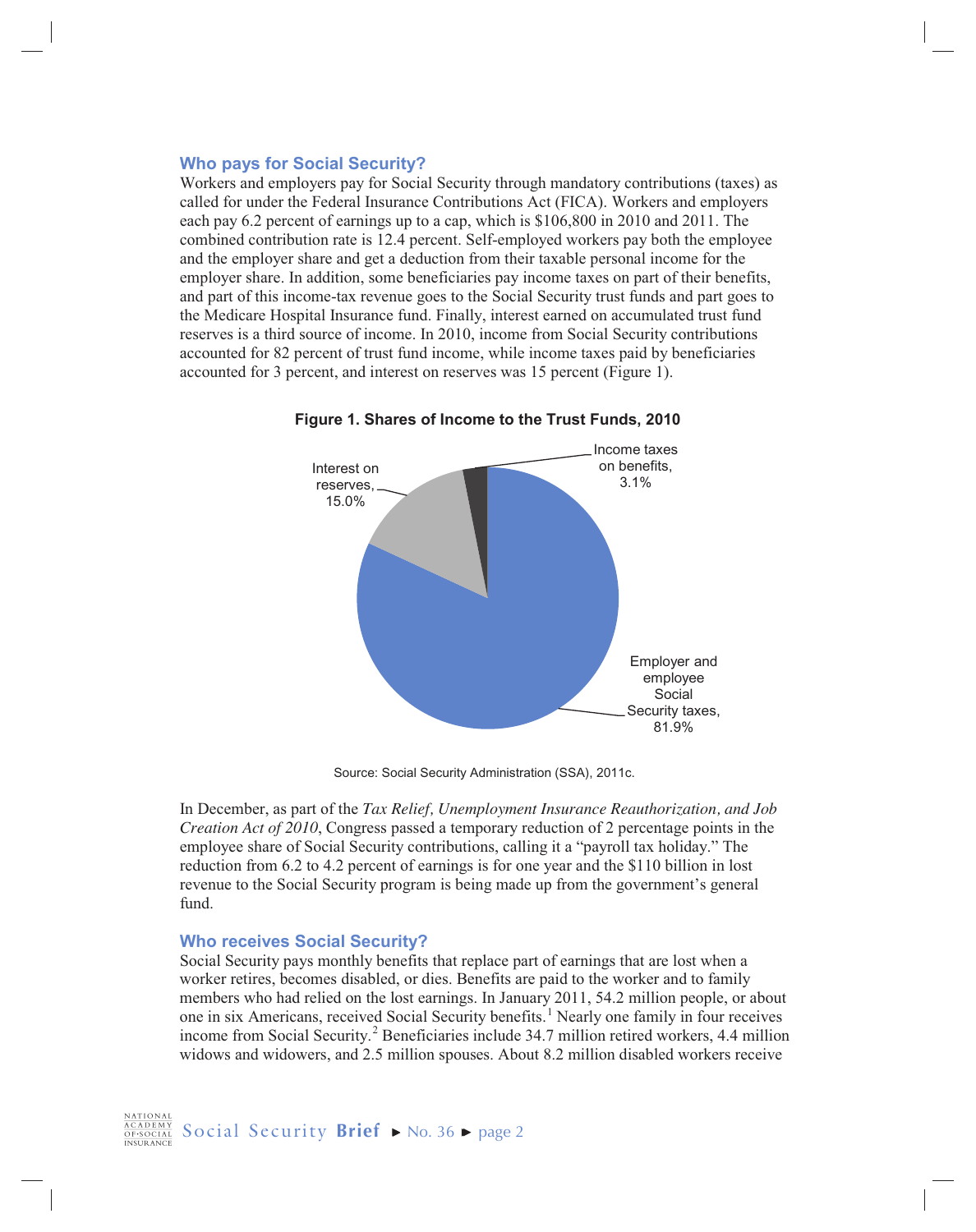## Who pays for Social Security?

Workers and employers pay for Social Security through mandatory contributions (taxes) as called for under the Federal Insurance Contributions Act (FICA). Workers and employers each pay 6.2 percent of earnings up to a cap, which is $106,800 in 2010 and 2011. The combined contribution rate is 12.4 percent. Self-employed workers pay both the employee and the employer share and get a deduction from their taxable personal income for the employer share. In addition, some beneficiaries pay income taxes on part of their benefits, and part of this income-tax revenue goes to the Social Security trust funds and part goes to the Medicare Hospital Insurance fund. Finally, interest earned on accumulated trust fund reserves is a third source of income. In 2010, income from Social Security contributions accounted for 82 percent of trust fund income, while income taxes paid by beneficiaries accounted for 3 percent, and interest on reserves was 15 percent (Figure 1).

**Figure 1. Shares of Income to the Trust Funds, 2010**

| Source | Share |
| --- | --- |
| Employer and employee Social Security taxes | 81.9% |
| Interest on reserves | 15.0% |
| Income taxes on benefits | 3.1% |

Source: Social Security Administration (SSA), 2011c.

In December, as part of the *Tax Relief, Unemployment Insurance Reauthorization, and Job Creation Act of 2010*, Congress passed a temporary reduction of 2 percentage points in the employee share of Social Security contributions, calling it a "payroll tax holiday." The reduction from 6.2 to 4.2 percent of earnings is for one year and the $110 billion in lost revenue to the Social Security program is being made up from the government's general fund.

## Who receives Social Security?

Social Security pays monthly benefits that replace part of earnings that are lost when a worker retires, becomes disabled, or dies. Benefits are paid to the worker and to family members who had relied on the lost earnings. In January 2011, 54.2 million people, or about one in six Americans, received Social Security benefits.[1] Nearly one family in four receives income from Social Security.[2] Beneficiaries include 34.7 million retired workers, 4.4 million widows and widowers, and 2.5 million spouses. About 8.2 million disabled workers receive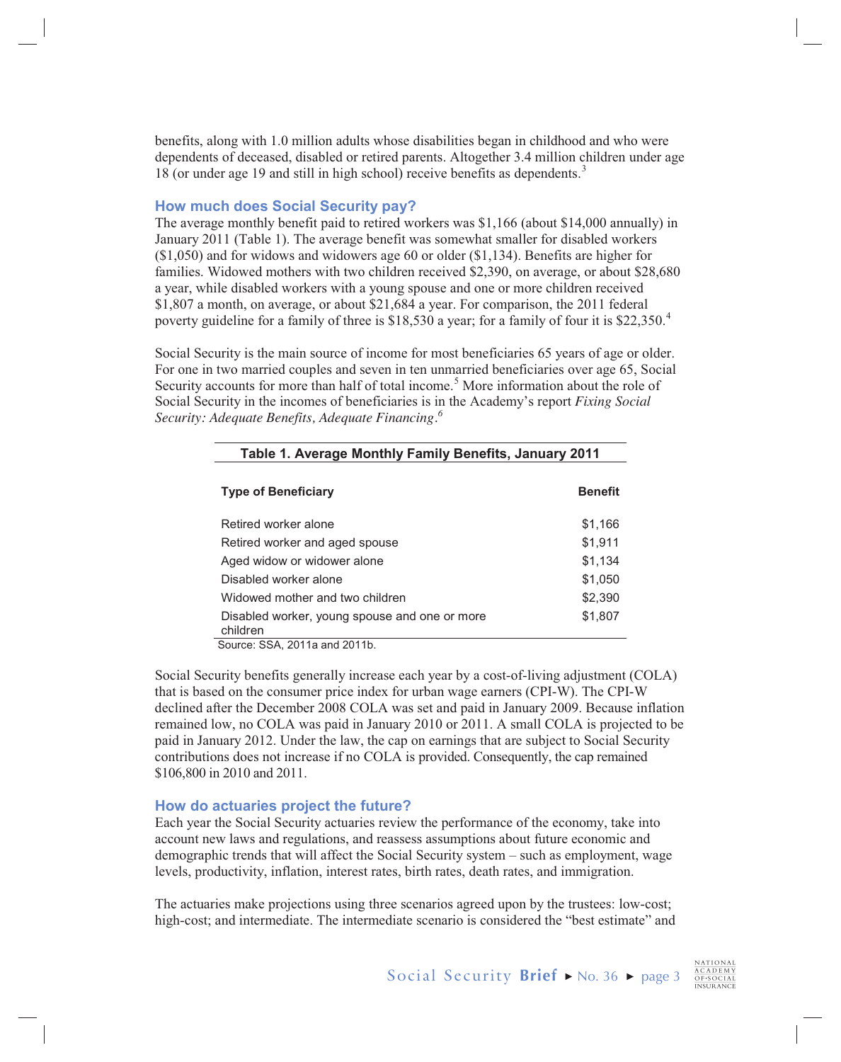benefits, along with 1.0 million adults whose disabilities began in childhood and who were dependents of deceased, disabled or retired parents. Altogether 3.4 million children under age 18 (or under age 19 and still in high school) receive benefits as dependents.[3]

## How much does Social Security pay?

The average monthly benefit paid to retired workers was $1,166 (about $14,000 annually) in January 2011 (Table 1). The average benefit was somewhat smaller for disabled workers ($1,050) and for widows and widowers age 60 or older ($1,134). Benefits are higher for families. Widowed mothers with two children received $2,390, on average, or about $28,680 a year, while disabled workers with a young spouse and one or more children received $1,807 a month, on average, or about $21,684 a year. For comparison, the 2011 federal poverty guideline for a family of three is $18,530 a year; for a family of four it is $22,350.[4]

Social Security is the main source of income for most beneficiaries 65 years of age or older. For one in two married couples and seven in ten unmarried beneficiaries over age 65, Social Security accounts for more than half of total income.[5] More information about the role of Social Security in the incomes of beneficiaries is in the Academy's report *Fixing Social Security: Adequate Benefits, Adequate Financing*.[6]

**Table 1. Average Monthly Family Benefits, January 2011**

| Type of Beneficiary | Benefit |
|---|---|
| Retired worker alone | $1,166 |
| Retired worker and aged spouse | $1,911 |
| Aged widow or widower alone | $1,134 |
| Disabled worker alone | $1,050 |
| Widowed mother and two children | $2,390 |
| Disabled worker, young spouse and one or more children | $1,807 |

Source: SSA, 2011a and 2011b.

Social Security benefits generally increase each year by a cost-of-living adjustment (COLA) that is based on the consumer price index for urban wage earners (CPI-W). The CPI-W declined after the December 2008 COLA was set and paid in January 2009. Because inflation remained low, no COLA was paid in January 2010 or 2011. A small COLA is projected to be paid in January 2012. Under the law, the cap on earnings that are subject to Social Security contributions does not increase if no COLA is provided. Consequently, the cap remained $106,800 in 2010 and 2011.

## How do actuaries project the future?

Each year the Social Security actuaries review the performance of the economy, take into account new laws and regulations, and reassess assumptions about future economic and demographic trends that will affect the Social Security system – such as employment, wage levels, productivity, inflation, interest rates, birth rates, death rates, and immigration.

The actuaries make projections using three scenarios agreed upon by the trustees: low-cost; high-cost; and intermediate. The intermediate scenario is considered the "best estimate" and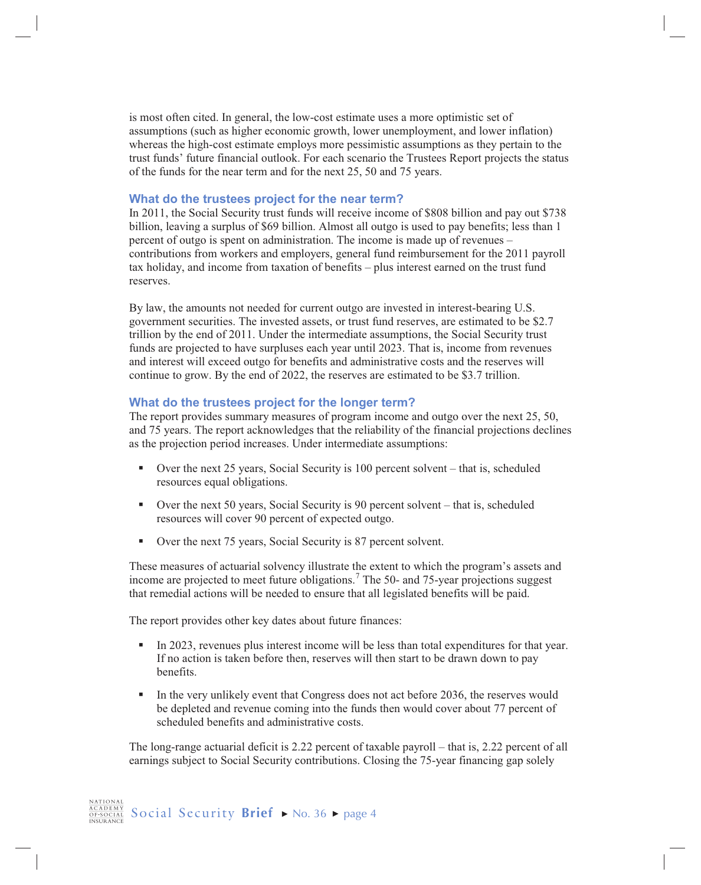is most often cited. In general, the low-cost estimate uses a more optimistic set of assumptions (such as higher economic growth, lower unemployment, and lower inflation) whereas the high-cost estimate employs more pessimistic assumptions as they pertain to the trust funds' future financial outlook. For each scenario the Trustees Report projects the status of the funds for the near term and for the next 25, 50 and 75 years.

### What do the trustees project for the near term?

In 2011, the Social Security trust funds will receive income of $808 billion and pay out $738 billion, leaving a surplus of $69 billion. Almost all outgo is used to pay benefits; less than 1 percent of outgo is spent on administration. The income is made up of revenues – contributions from workers and employers, general fund reimbursement for the 2011 payroll tax holiday, and income from taxation of benefits – plus interest earned on the trust fund reserves.

By law, the amounts not needed for current outgo are invested in interest-bearing U.S. government securities. The invested assets, or trust fund reserves, are estimated to be $2.7 trillion by the end of 2011. Under the intermediate assumptions, the Social Security trust funds are projected to have surpluses each year until 2023. That is, income from revenues and interest will exceed outgo for benefits and administrative costs and the reserves will continue to grow. By the end of 2022, the reserves are estimated to be $3.7 trillion.

### What do the trustees project for the longer term?

The report provides summary measures of program income and outgo over the next 25, 50, and 75 years. The report acknowledges that the reliability of the financial projections declines as the projection period increases. Under intermediate assumptions:

- Over the next 25 years, Social Security is 100 percent solvent – that is, scheduled resources equal obligations.
- Over the next 50 years, Social Security is 90 percent solvent – that is, scheduled resources will cover 90 percent of expected outgo.
- Over the next 75 years, Social Security is 87 percent solvent.

These measures of actuarial solvency illustrate the extent to which the program's assets and income are projected to meet future obligations.[7] The 50- and 75-year projections suggest that remedial actions will be needed to ensure that all legislated benefits will be paid.

The report provides other key dates about future finances:

- In 2023, revenues plus interest income will be less than total expenditures for that year. If no action is taken before then, reserves will then start to be drawn down to pay benefits.
- In the very unlikely event that Congress does not act before 2036, the reserves would be depleted and revenue coming into the funds then would cover about 77 percent of scheduled benefits and administrative costs.

The long-range actuarial deficit is 2.22 percent of taxable payroll – that is, 2.22 percent of all earnings subject to Social Security contributions. Closing the 75-year financing gap solely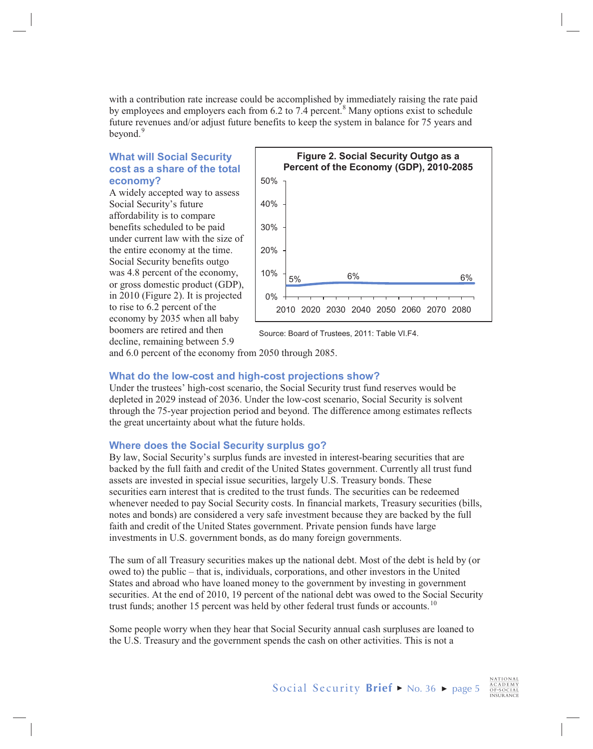with a contribution rate increase could be accomplished by immediately raising the rate paid by employees and employers each from 6.2 to 7.4 percent.[8] Many options exist to schedule future revenues and/or adjust future benefits to keep the system in balance for 75 years and beyond.[9]

### What will Social Security cost as a share of the total economy?

A widely accepted way to assess Social Security's future affordability is to compare benefits scheduled to be paid under current law with the size of the entire economy at the time. Social Security benefits outgo was 4.8 percent of the economy, or gross domestic product (GDP), in 2010 (Figure 2). It is projected to rise to 6.2 percent of the economy by 2035 when all baby boomers are retired and then decline, remaining between 5.9 and 6.0 percent of the economy from 2050 through 2085.

**Figure 2. Social Security Outgo as a Percent of the Economy (GDP), 2010-2085**

Source: Board of Trustees, 2011: Table VI.F4.

### What do the low-cost and high-cost projections show?

Under the trustees' high-cost scenario, the Social Security trust fund reserves would be depleted in 2029 instead of 2036. Under the low-cost scenario, Social Security is solvent through the 75-year projection period and beyond. The difference among estimates reflects the great uncertainty about what the future holds.

### Where does the Social Security surplus go?

By law, Social Security's surplus funds are invested in interest-bearing securities that are backed by the full faith and credit of the United States government. Currently all trust fund assets are invested in special issue securities, largely U.S. Treasury bonds. These securities earn interest that is credited to the trust funds. The securities can be redeemed whenever needed to pay Social Security costs. In financial markets, Treasury securities (bills, notes and bonds) are considered a very safe investment because they are backed by the full faith and credit of the United States government. Private pension funds have large investments in U.S. government bonds, as do many foreign governments.

The sum of all Treasury securities makes up the national debt. Most of the debt is held by (or owed to) the public – that is, individuals, corporations, and other investors in the United States and abroad who have loaned money to the government by investing in government securities. At the end of 2010, 19 percent of the national debt was owed to the Social Security trust funds; another 15 percent was held by other federal trust funds or accounts.[10]

Some people worry when they hear that Social Security annual cash surpluses are loaned to the U.S. Treasury and the government spends the cash on other activities. This is not a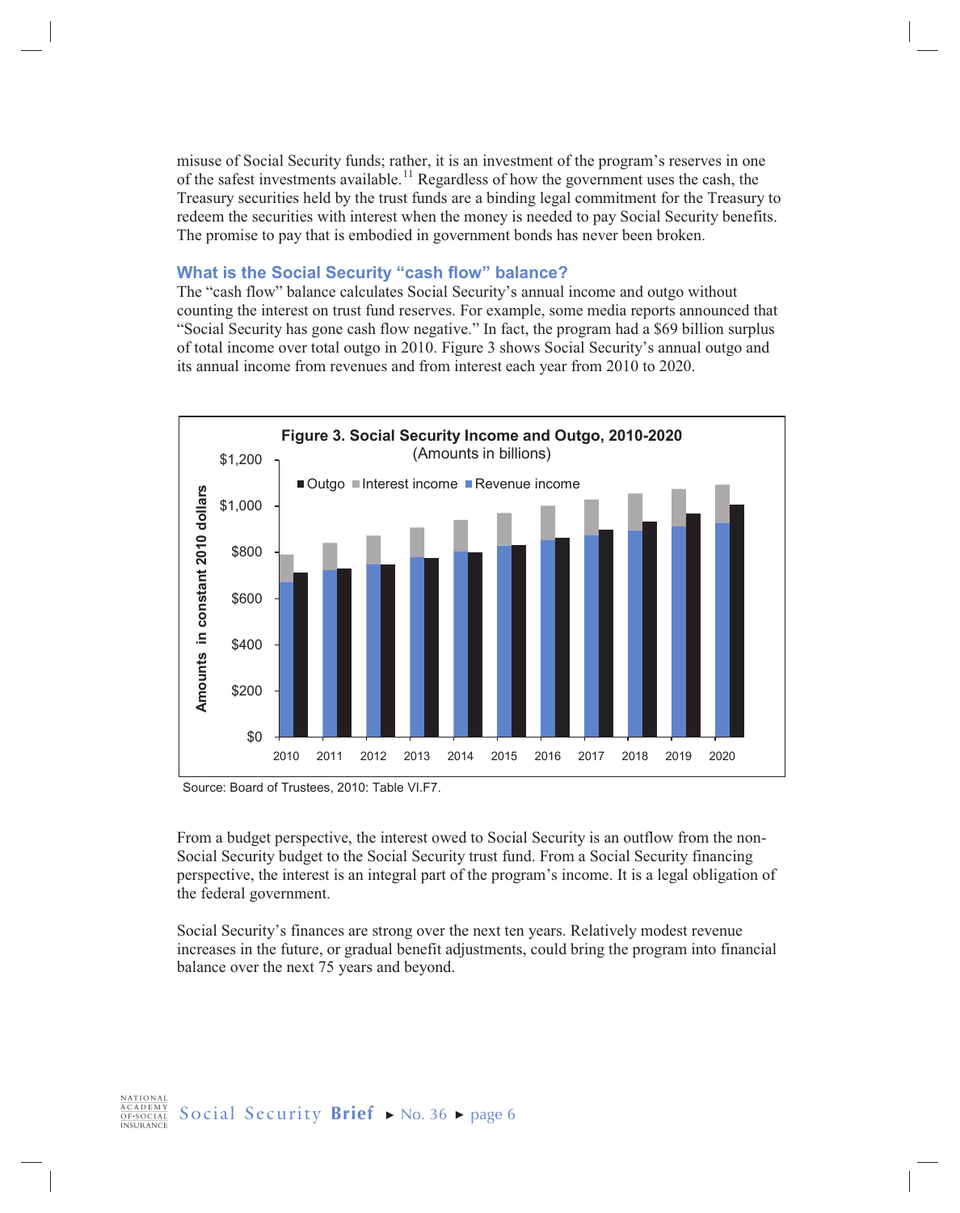misuse of Social Security funds; rather, it is an investment of the program's reserves in one of the safest investments available.[11] Regardless of how the government uses the cash, the Treasury securities held by the trust funds are a binding legal commitment for the Treasury to redeem the securities with interest when the money is needed to pay Social Security benefits. The promise to pay that is embodied in government bonds has never been broken.

### What is the Social Security "cash flow" balance?

The "cash flow" balance calculates Social Security's annual income and outgo without counting the interest on trust fund reserves. For example, some media reports announced that "Social Security has gone cash flow negative." In fact, the program had a $69 billion surplus of total income over total outgo in 2010. Figure 3 shows Social Security's annual outgo and its annual income from revenues and from interest each year from 2010 to 2020.

**Figure 3. Social Security Income and Outgo, 2010-2020**
(Amounts in billions)

Source: Board of Trustees, 2010: Table VI.F7.

From a budget perspective, the interest owed to Social Security is an outflow from the non-Social Security budget to the Social Security trust fund. From a Social Security financing perspective, the interest is an integral part of the program's income. It is a legal obligation of the federal government.

Social Security's finances are strong over the next ten years. Relatively modest revenue increases in the future, or gradual benefit adjustments, could bring the program into financial balance over the next 75 years and beyond.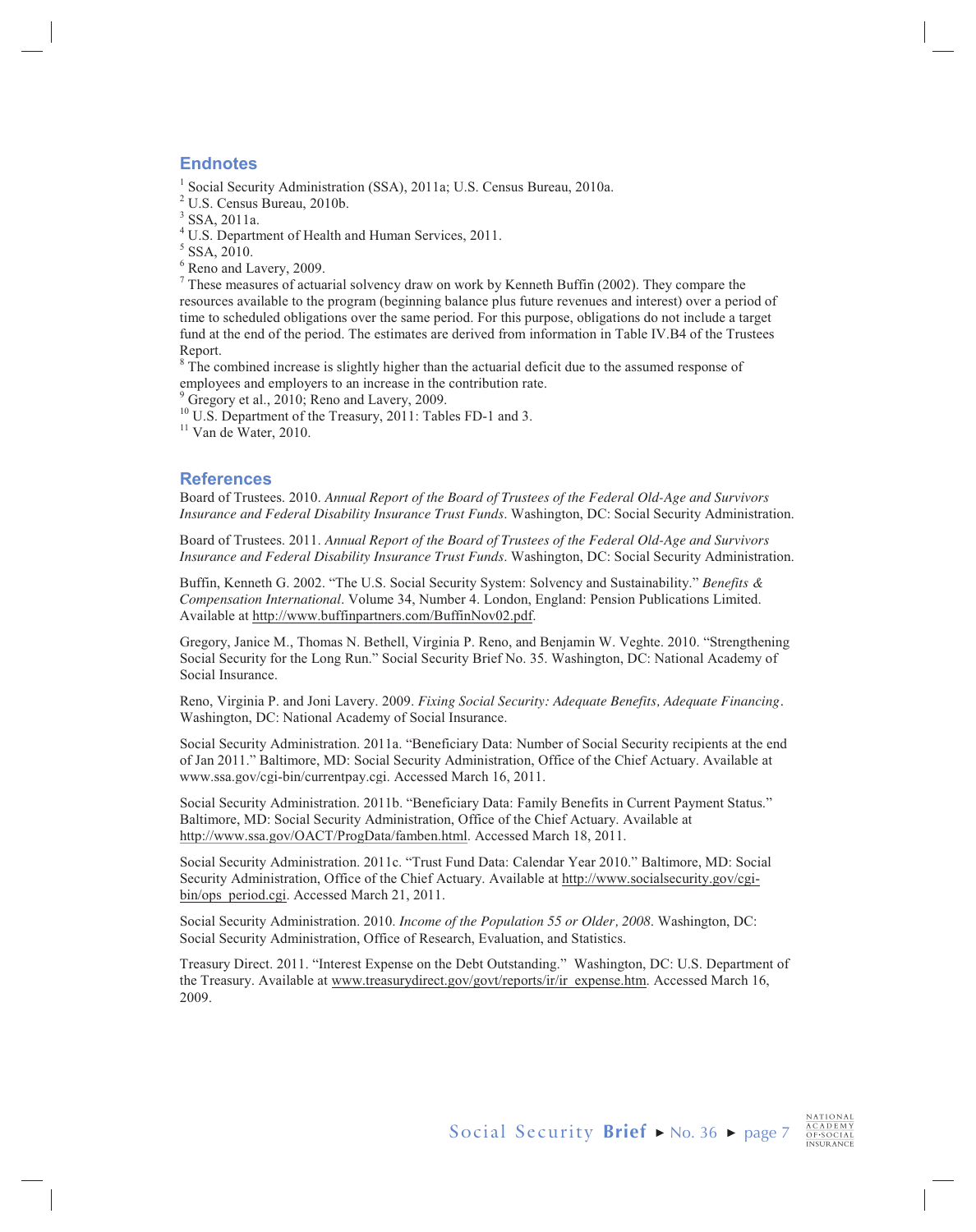## Endnotes

[1] Social Security Administration (SSA), 2011a; U.S. Census Bureau, 2010a.
[2] U.S. Census Bureau, 2010b.
[3] SSA, 2011a.
[4] U.S. Department of Health and Human Services, 2011.
[5] SSA, 2010.
[6] Reno and Lavery, 2009.
[7] These measures of actuarial solvency draw on work by Kenneth Buffin (2002). They compare the resources available to the program (beginning balance plus future revenues and interest) over a period of time to scheduled obligations over the same period. For this purpose, obligations do not include a target fund at the end of the period. The estimates are derived from information in Table IV.B4 of the Trustees Report.
[8] The combined increase is slightly higher than the actuarial deficit due to the assumed response of employees and employers to an increase in the contribution rate.
[9] Gregory et al., 2010; Reno and Lavery, 2009.
[10] U.S. Department of the Treasury, 2011: Tables FD-1 and 3.
[11] Van de Water, 2010.

## References

Board of Trustees. 2010. *Annual Report of the Board of Trustees of the Federal Old-Age and Survivors Insurance and Federal Disability Insurance Trust Funds*. Washington, DC: Social Security Administration.

Board of Trustees. 2011. *Annual Report of the Board of Trustees of the Federal Old-Age and Survivors Insurance and Federal Disability Insurance Trust Funds*. Washington, DC: Social Security Administration.

Buffin, Kenneth G. 2002. "The U.S. Social Security System: Solvency and Sustainability." *Benefits & Compensation International*. Volume 34, Number 4. London, England: Pension Publications Limited. Available at http://www.buffinpartners.com/BuffinNov02.pdf.

Gregory, Janice M., Thomas N. Bethell, Virginia P. Reno, and Benjamin W. Veghte. 2010. "Strengthening Social Security for the Long Run." Social Security Brief No. 35. Washington, DC: National Academy of Social Insurance.

Reno, Virginia P. and Joni Lavery. 2009. *Fixing Social Security: Adequate Benefits, Adequate Financing*. Washington, DC: National Academy of Social Insurance.

Social Security Administration. 2011a. "Beneficiary Data: Number of Social Security recipients at the end of Jan 2011." Baltimore, MD: Social Security Administration, Office of the Chief Actuary. Available at www.ssa.gov/cgi-bin/currentpay.cgi. Accessed March 16, 2011.

Social Security Administration. 2011b. "Beneficiary Data: Family Benefits in Current Payment Status." Baltimore, MD: Social Security Administration, Office of the Chief Actuary. Available at http://www.ssa.gov/OACT/ProgData/famben.html. Accessed March 18, 2011.

Social Security Administration. 2011c. "Trust Fund Data: Calendar Year 2010." Baltimore, MD: Social Security Administration, Office of the Chief Actuary. Available at http://www.socialsecurity.gov/cgi-bin/ops_period.cgi. Accessed March 21, 2011.

Social Security Administration. 2010. *Income of the Population 55 or Older, 2008*. Washington, DC: Social Security Administration, Office of Research, Evaluation, and Statistics.

Treasury Direct. 2011. "Interest Expense on the Debt Outstanding." Washington, DC: U.S. Department of the Treasury. Available at www.treasurydirect.gov/govt/reports/ir/ir_expense.htm. Accessed March 16, 2009.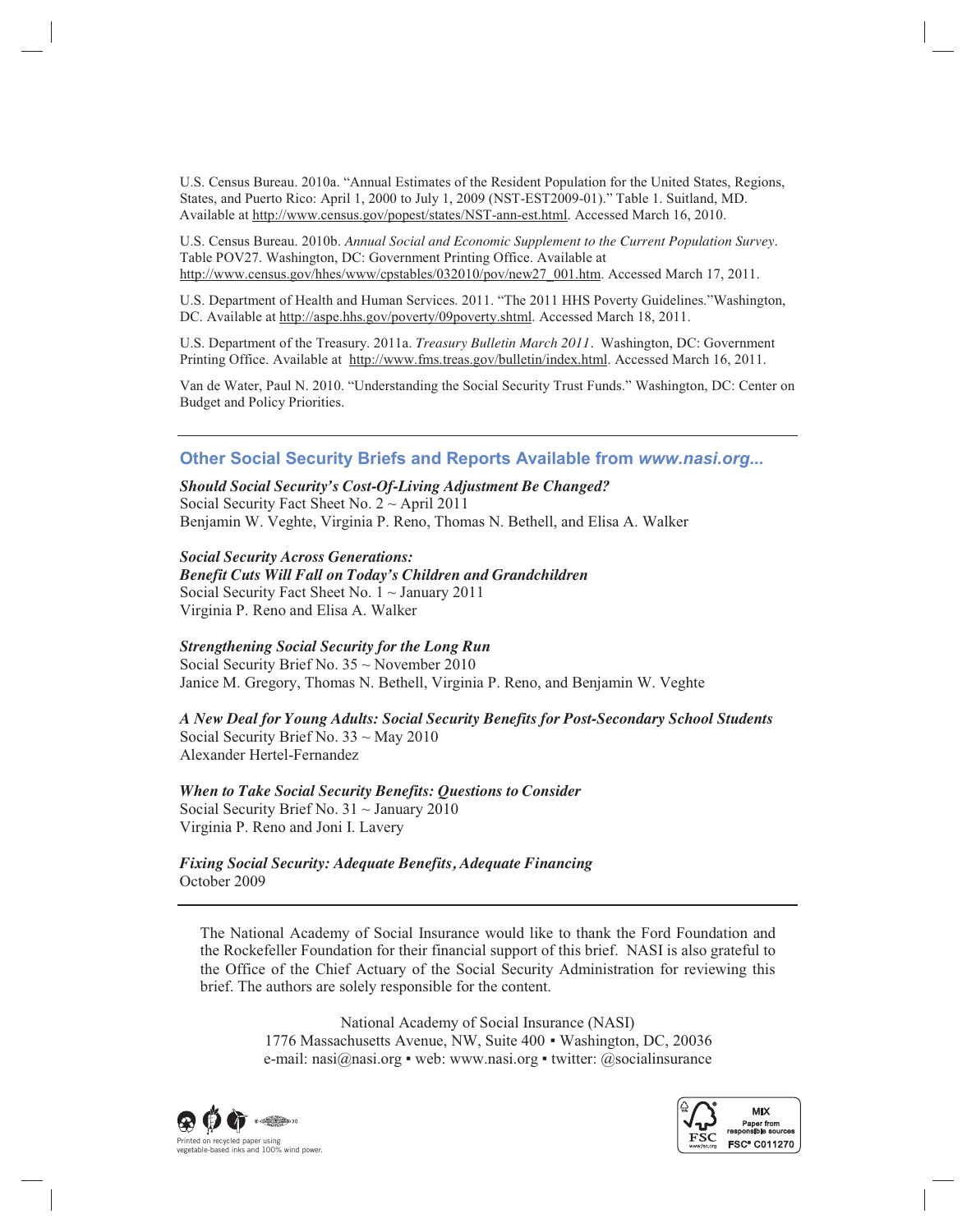U.S. Census Bureau. 2010a. "Annual Estimates of the Resident Population for the United States, Regions, States, and Puerto Rico: April 1, 2000 to July 1, 2009 (NST-EST2009-01)." Table 1. Suitland, MD. Available at http://www.census.gov/popest/states/NST-ann-est.html. Accessed March 16, 2010.

U.S. Census Bureau. 2010b. *Annual Social and Economic Supplement to the Current Population Survey*. Table POV27. Washington, DC: Government Printing Office. Available at http://www.census.gov/hhes/www/cpstables/032010/pov/new27_001.htm. Accessed March 17, 2011.

U.S. Department of Health and Human Services. 2011. "The 2011 HHS Poverty Guidelines."Washington, DC. Available at http://aspe.hhs.gov/poverty/09poverty.shtml. Accessed March 18, 2011.

U.S. Department of the Treasury. 2011a. *Treasury Bulletin March 2011*. Washington, DC: Government Printing Office. Available at http://www.fms.treas.gov/bulletin/index.html. Accessed March 16, 2011.

Van de Water, Paul N. 2010. "Understanding the Social Security Trust Funds." Washington, DC: Center on Budget and Policy Priorities.

---

## Other Social Security Briefs and Reports Available from *www.nasi.org...*

***Should Social Security's Cost-Of-Living Adjustment Be Changed?***
Social Security Fact Sheet No. 2 ~ April 2011
Benjamin W. Veghte, Virginia P. Reno, Thomas N. Bethell, and Elisa A. Walker

***Social Security Across Generations:***
***Benefit Cuts Will Fall on Today's Children and Grandchildren***
Social Security Fact Sheet No. 1 ~ January 2011
Virginia P. Reno and Elisa A. Walker

***Strengthening Social Security for the Long Run***
Social Security Brief No. 35 ~ November 2010
Janice M. Gregory, Thomas N. Bethell, Virginia P. Reno, and Benjamin W. Veghte

***A New Deal for Young Adults: Social Security Benefits for Post-Secondary School Students***
Social Security Brief No. 33 ~ May 2010
Alexander Hertel-Fernandez

***When to Take Social Security Benefits: Questions to Consider***
Social Security Brief No. 31 ~ January 2010
Virginia P. Reno and Joni I. Lavery

***Fixing Social Security: Adequate Benefits, Adequate Financing***
October 2009

---

The National Academy of Social Insurance would like to thank the Ford Foundation and the Rockefeller Foundation for their financial support of this brief. NASI is also grateful to the Office of the Chief Actuary of the Social Security Administration for reviewing this brief. The authors are solely responsible for the content.

National Academy of Social Insurance (NASI)
1776 Massachusetts Avenue, NW, Suite 400 ▪ Washington, DC, 20036
e-mail: nasi@nasi.org ▪ web: www.nasi.org ▪ twitter: @socialinsurance

Printed on recycled paper using vegetable-based inks and 100% wind power.

MIX
Paper from responsible sources
FSC® C011270